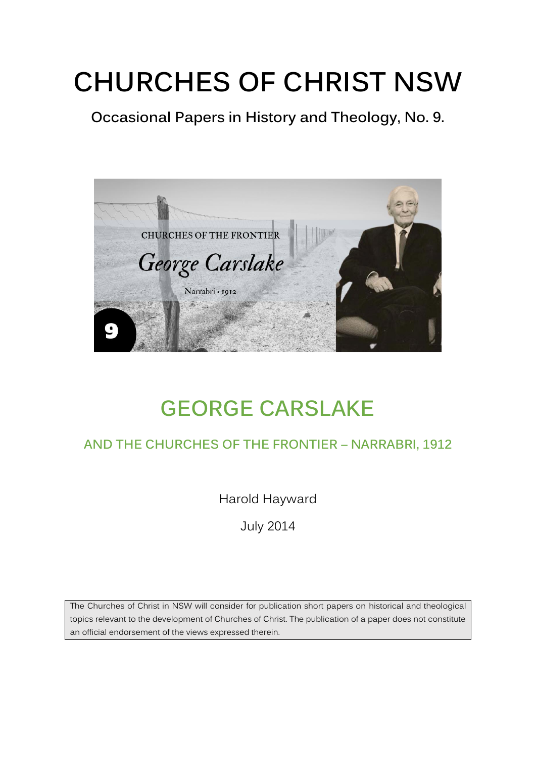# CHURCHES OF CHRIST NSW

**Occasional Papers in History and Theology, No. 9.**

CHURCHES OF THE FRONTIER

*George Carslake*

Narrabri • 1912

9

## GEORGE CARSLAKE

### AND THE CHURCHES OF THE FRONTIER – NARRABRI, 1912

Harold Hayward

July 2014

The Churches of Christ in NSW will consider for publication short papers on historical and theological topics relevant to the development of Churches of Christ. The publication of a paper does not constitute an official endorsement of the views expressed therein.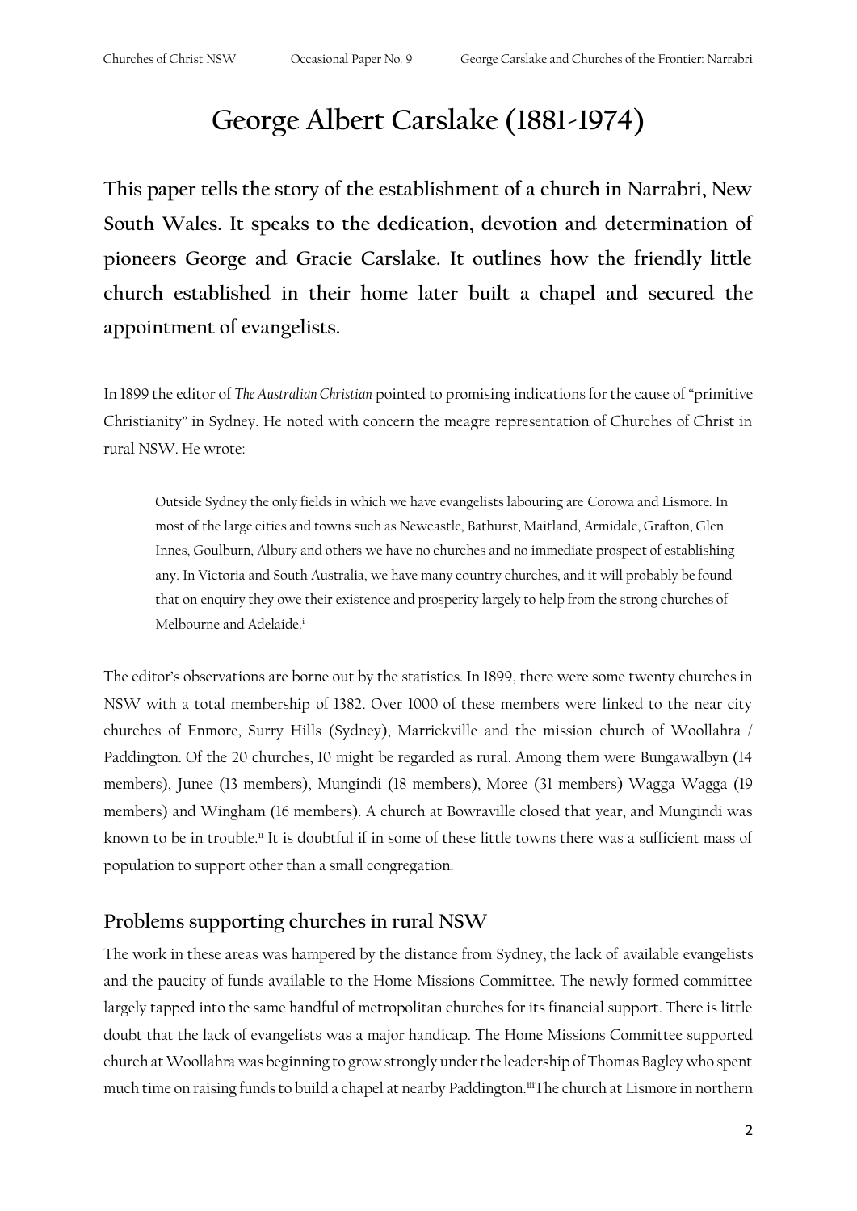# George Albert Carslake (1881-1974)

**This paper tells the story of the establishment of a church in Narrabri, New South Wales. It speaks to the dedication, devotion and determination of pioneers George and Gracie Carslake. It outlines how the friendly little church established in their home later built a chapel and secured the appointment of evangelists.**

In 1899 the editor of *The Australian Christian* pointed to promising indications for the cause of "primitive Christianity" in Sydney. He noted with concern the meagre representation of Churches of Christ in rural NSW. He wrote:

> Outside Sydney the only fields in which we have evangelists labouring are Corowa and Lismore. In most of the large cities and towns such as Newcastle, Bathurst, Maitland, Armidale, Grafton, Glen Innes, Goulburn, Albury and others we have no churches and no immediate prospect of establishing any. In Victoria and South Australia, we have many country churches, and it will probably be found that on enquiry they owe their existence and prosperity largely to help from the strong churches of Melbourne and Adelaide.[i]

The editor's observations are borne out by the statistics. In 1899, there were some twenty churches in NSW with a total membership of 1382. Over 1000 of these members were linked to the near city churches of Enmore, Surry Hills (Sydney), Marrickville and the mission church of Woollahra / Paddington. Of the 20 churches, 10 might be regarded as rural. Among them were Bungawalbyn (14 members), Junee (13 members), Mungindi (18 members), Moree (31 members) Wagga Wagga (19 members) and Wingham (16 members). A church at Bowraville closed that year, and Mungindi was known to be in trouble.[ii] It is doubtful if in some of these little towns there was a sufficient mass of population to support other than a small congregation.

## Problems supporting churches in rural NSW

The work in these areas was hampered by the distance from Sydney, the lack of available evangelists and the paucity of funds available to the Home Missions Committee. The newly formed committee largely tapped into the same handful of metropolitan churches for its financial support. There is little doubt that the lack of evangelists was a major handicap. The Home Missions Committee supported church at Woollahra was beginning to grow strongly under the leadership of Thomas Bagley who spent much time on raising funds to build a chapel at nearby Paddington.[iii]The church at Lismore in northern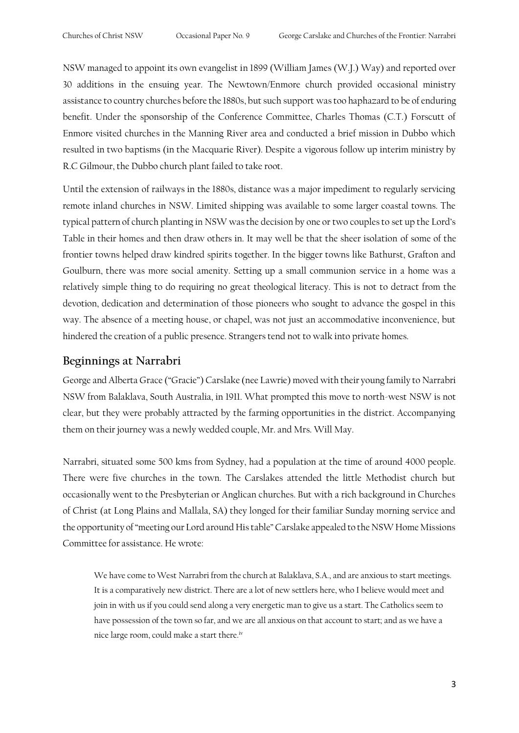NSW managed to appoint its own evangelist in 1899 (William James (W.J.) Way) and reported over 30 additions in the ensuing year. The Newtown/Enmore church provided occasional ministry assistance to country churches before the 1880s, but such support was too haphazard to be of enduring benefit. Under the sponsorship of the Conference Committee, Charles Thomas (C.T.) Forscutt of Enmore visited churches in the Manning River area and conducted a brief mission in Dubbo which resulted in two baptisms (in the Macquarie River). Despite a vigorous follow up interim ministry by R.C Gilmour, the Dubbo church plant failed to take root.

Until the extension of railways in the 1880s, distance was a major impediment to regularly servicing remote inland churches in NSW. Limited shipping was available to some larger coastal towns. The typical pattern of church planting in NSW was the decision by one or two couples to set up the Lord's Table in their homes and then draw others in. It may well be that the sheer isolation of some of the frontier towns helped draw kindred spirits together. In the bigger towns like Bathurst, Grafton and Goulburn, there was more social amenity. Setting up a small communion service in a home was a relatively simple thing to do requiring no great theological literacy. This is not to detract from the devotion, dedication and determination of those pioneers who sought to advance the gospel in this way. The absence of a meeting house, or chapel, was not just an accommodative inconvenience, but hindered the creation of a public presence. Strangers tend not to walk into private homes.

## Beginnings at Narrabri

George and Alberta Grace ("Gracie") Carslake (nee Lawrie) moved with their young family to Narrabri NSW from Balaklava, South Australia, in 1911. What prompted this move to north-west NSW is not clear, but they were probably attracted by the farming opportunities in the district. Accompanying them on their journey was a newly wedded couple, Mr. and Mrs. Will May.

Narrabri, situated some 500 kms from Sydney, had a population at the time of around 4000 people. There were five churches in the town. The Carslakes attended the little Methodist church but occasionally went to the Presbyterian or Anglican churches. But with a rich background in Churches of Christ (at Long Plains and Mallala, SA) they longed for their familiar Sunday morning service and the opportunity of "meeting our Lord around His table" Carslake appealed to the NSW Home Missions Committee for assistance. He wrote:

> We have come to West Narrabri from the church at Balaklava, S.A., and are anxious to start meetings. It is a comparatively new district. There are a lot of new settlers here, who I believe would meet and join in with us if you could send along a very energetic man to give us a start. The Catholics seem to have possession of the town so far, and we are all anxious on that account to start; and as we have a nice large room, could make a start there.[iv]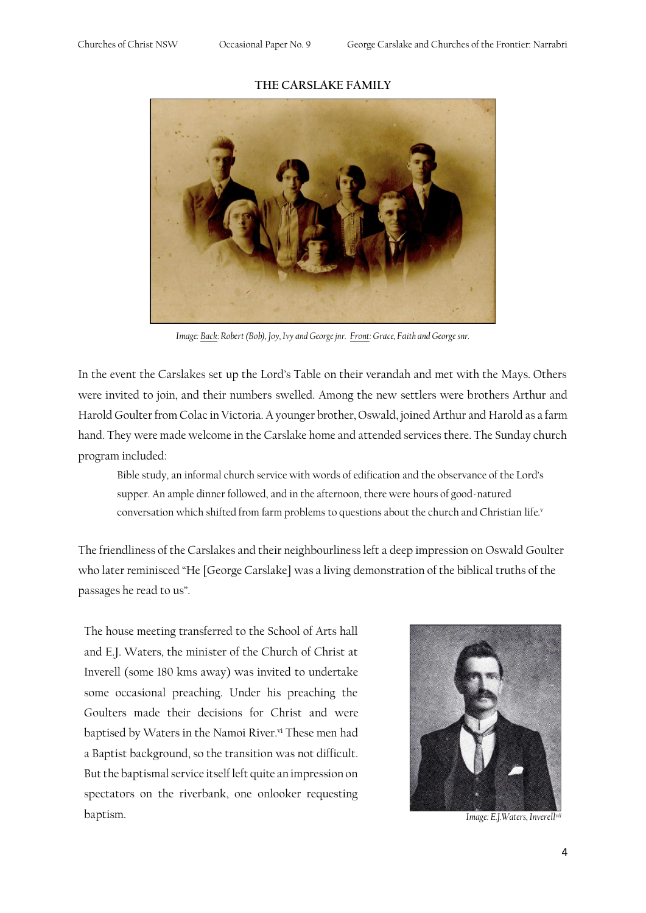## THE CARSLAKE FAMILY

*Image: Back: Robert (Bob), Joy, Ivy and George jnr. Front: Grace, Faith and George snr.*

In the event the Carslakes set up the Lord's Table on their verandah and met with the Mays. Others were invited to join, and their numbers swelled. Among the new settlers were brothers Arthur and Harold Goulter from Colac in Victoria. A younger brother, Oswald, joined Arthur and Harold as a farm hand. They were made welcome in the Carslake home and attended services there. The Sunday church program included:

> Bible study, an informal church service with words of edification and the observance of the Lord's supper. An ample dinner followed, and in the afternoon, there were hours of good-natured conversation which shifted from farm problems to questions about the church and Christian life.[v]

The friendliness of the Carslakes and their neighbourliness left a deep impression on Oswald Goulter who later reminisced "He [George Carslake] was a living demonstration of the biblical truths of the passages he read to us".

The house meeting transferred to the School of Arts hall and E.J. Waters, the minister of the Church of Christ at Inverell (some 180 kms away) was invited to undertake some occasional preaching. Under his preaching the Goulters made their decisions for Christ and were baptised by Waters in the Namoi River.[vi] These men had a Baptist background, so the transition was not difficult. But the baptismal service itself left quite an impression on spectators on the riverbank, one onlooker requesting baptism.

*Image: E.J.Waters, Inverell*[vii]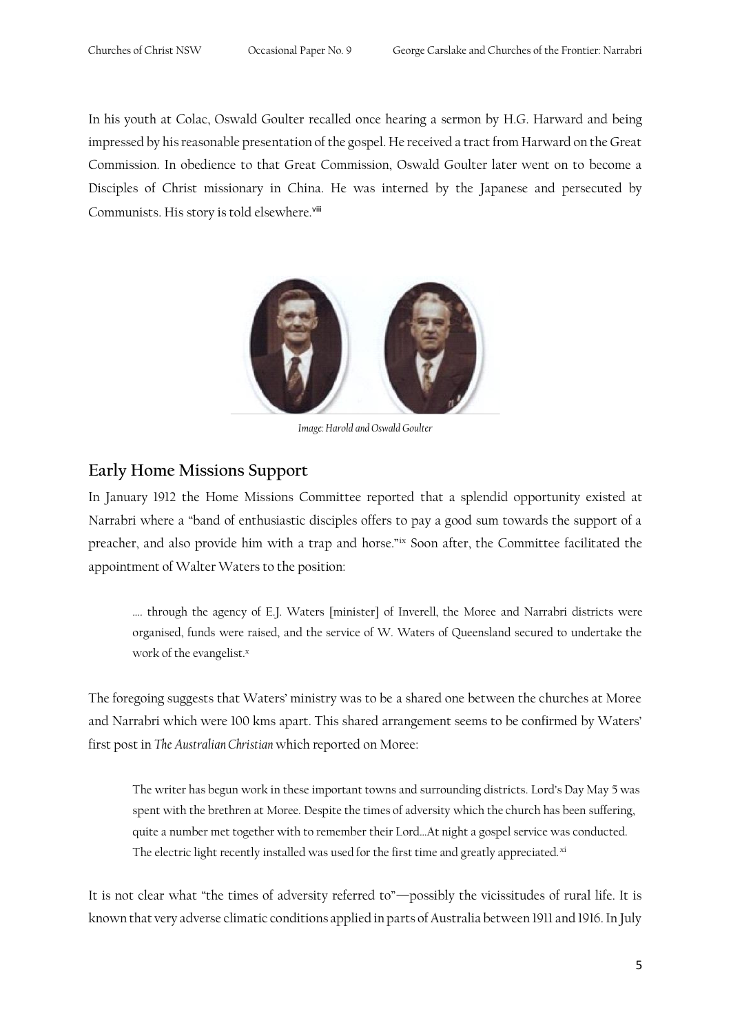In his youth at Colac, Oswald Goulter recalled once hearing a sermon by H.G. Harward and being impressed by his reasonable presentation of the gospel. He received a tract from Harward on the Great Commission. In obedience to that Great Commission, Oswald Goulter later went on to become a Disciples of Christ missionary in China. He was interned by the Japanese and persecuted by Communists. His story is told elsewhere.[viii]

*Image: Harold and Oswald Goulter*

## Early Home Missions Support

In January 1912 the Home Missions Committee reported that a splendid opportunity existed at Narrabri where a "band of enthusiastic disciples offers to pay a good sum towards the support of a preacher, and also provide him with a trap and horse."[ix] Soon after, the Committee facilitated the appointment of Walter Waters to the position:

> …. through the agency of E.J. Waters [minister] of Inverell, the Moree and Narrabri districts were organised, funds were raised, and the service of W. Waters of Queensland secured to undertake the work of the evangelist.[x]

The foregoing suggests that Waters' ministry was to be a shared one between the churches at Moree and Narrabri which were 100 kms apart. This shared arrangement seems to be confirmed by Waters' first post in *The Australian Christian* which reported on Moree:

> The writer has begun work in these important towns and surrounding districts. Lord's Day May 5 was spent with the brethren at Moree. Despite the times of adversity which the church has been suffering, quite a number met together with to remember their Lord…At night a gospel service was conducted. The electric light recently installed was used for the first time and greatly appreciated.[xi]

It is not clear what "the times of adversity referred to"—possibly the vicissitudes of rural life. It is known that very adverse climatic conditions applied in parts of Australia between 1911 and 1916. In July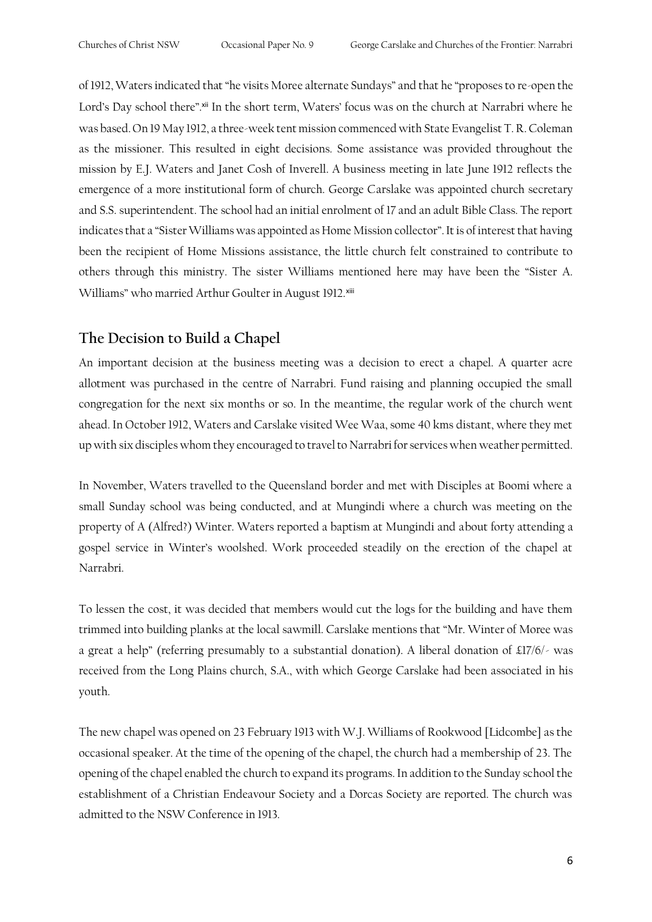of 1912, Waters indicated that "he visits Moree alternate Sundays" and that he "proposes to re-open the Lord's Day school there".[xii] In the short term, Waters' focus was on the church at Narrabri where he was based. On 19 May 1912, a three-week tent mission commenced with State Evangelist T. R. Coleman as the missioner. This resulted in eight decisions. Some assistance was provided throughout the mission by E.J. Waters and Janet Cosh of Inverell. A business meeting in late June 1912 reflects the emergence of a more institutional form of church. George Carslake was appointed church secretary and S.S. superintendent. The school had an initial enrolment of 17 and an adult Bible Class. The report indicates that a "Sister Williams was appointed as Home Mission collector". It is of interest that having been the recipient of Home Missions assistance, the little church felt constrained to contribute to others through this ministry. The sister Williams mentioned here may have been the "Sister A. Williams" who married Arthur Goulter in August 1912.[xiii]

## The Decision to Build a Chapel

An important decision at the business meeting was a decision to erect a chapel. A quarter acre allotment was purchased in the centre of Narrabri. Fund raising and planning occupied the small congregation for the next six months or so. In the meantime, the regular work of the church went ahead. In October 1912, Waters and Carslake visited Wee Waa, some 40 kms distant, where they met up with six disciples whom they encouraged to travel to Narrabri for services when weather permitted.

In November, Waters travelled to the Queensland border and met with Disciples at Boomi where a small Sunday school was being conducted, and at Mungindi where a church was meeting on the property of A (Alfred?) Winter. Waters reported a baptism at Mungindi and about forty attending a gospel service in Winter's woolshed. Work proceeded steadily on the erection of the chapel at Narrabri.

To lessen the cost, it was decided that members would cut the logs for the building and have them trimmed into building planks at the local sawmill. Carslake mentions that "Mr. Winter of Moree was a great a help" (referring presumably to a substantial donation). A liberal donation of £17/6/- was received from the Long Plains church, S.A., with which George Carslake had been associated in his youth.

The new chapel was opened on 23 February 1913 with W.J. Williams of Rookwood [Lidcombe] as the occasional speaker. At the time of the opening of the chapel, the church had a membership of 23. The opening of the chapel enabled the church to expand its programs. In addition to the Sunday school the establishment of a Christian Endeavour Society and a Dorcas Society are reported. The church was admitted to the NSW Conference in 1913.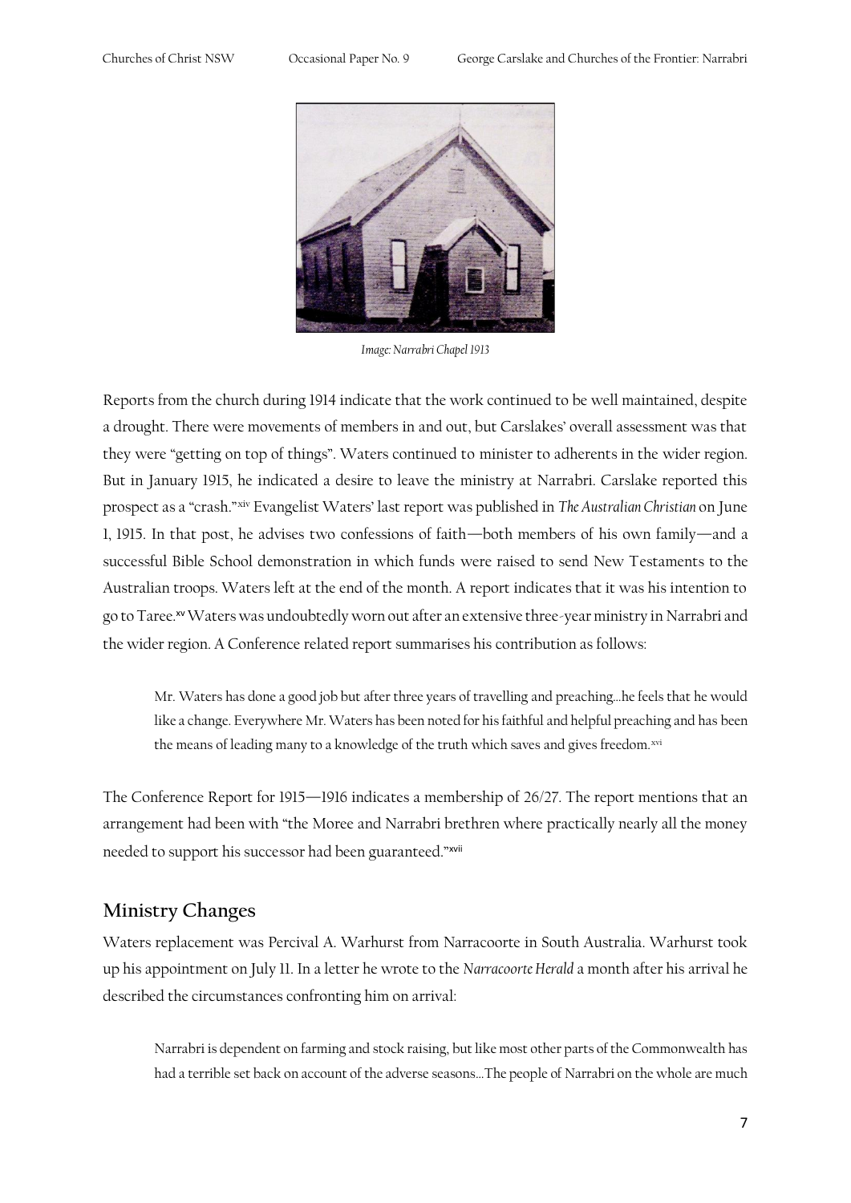*Image: Narrabri Chapel 1913*

Reports from the church during 1914 indicate that the work continued to be well maintained, despite a drought. There were movements of members in and out, but Carslakes' overall assessment was that they were "getting on top of things". Waters continued to minister to adherents in the wider region. But in January 1915, he indicated a desire to leave the ministry at Narrabri. Carslake reported this prospect as a "crash."[xiv] Evangelist Waters' last report was published in *The Australian Christian* on June 1, 1915. In that post, he advises two confessions of faith—both members of his own family—and a successful Bible School demonstration in which funds were raised to send New Testaments to the Australian troops. Waters left at the end of the month. A report indicates that it was his intention to go to Taree.[xv] Waters was undoubtedly worn out after an extensive three-year ministry in Narrabri and the wider region. A Conference related report summarises his contribution as follows:

> Mr. Waters has done a good job but after three years of travelling and preaching…he feels that he would like a change. Everywhere Mr. Waters has been noted for his faithful and helpful preaching and has been the means of leading many to a knowledge of the truth which saves and gives freedom.[xvi]

The Conference Report for 1915—1916 indicates a membership of 26/27. The report mentions that an arrangement had been with "the Moree and Narrabri brethren where practically nearly all the money needed to support his successor had been guaranteed."[xvii]

## Ministry Changes

Waters replacement was Percival A. Warhurst from Narracoorte in South Australia. Warhurst took up his appointment on July 11. In a letter he wrote to the *Narracoorte Herald* a month after his arrival he described the circumstances confronting him on arrival:

> Narrabri is dependent on farming and stock raising, but like most other parts of the Commonwealth has had a terrible set back on account of the adverse seasons…The people of Narrabri on the whole are much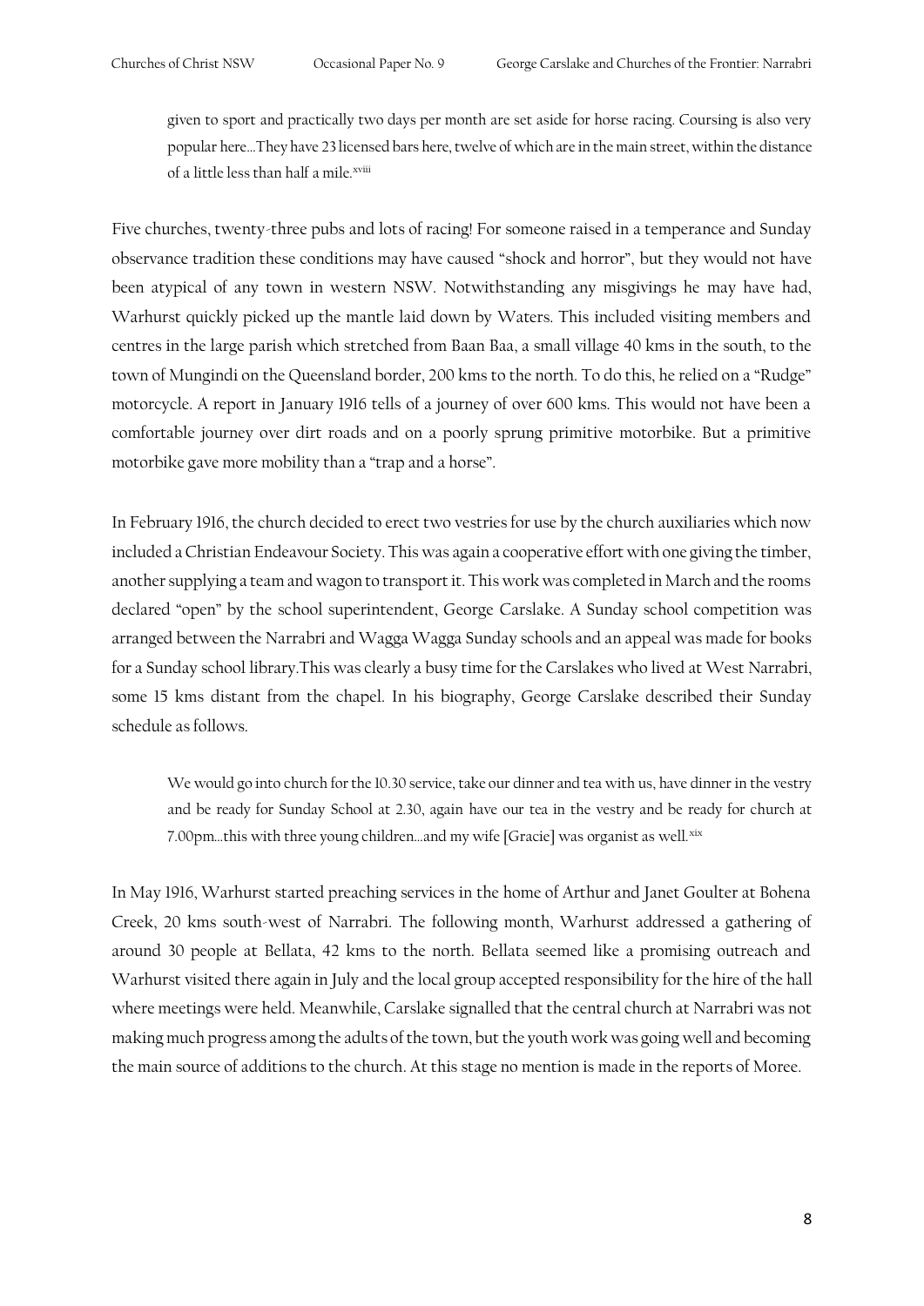> given to sport and practically two days per month are set aside for horse racing. Coursing is also very popular here…They have 23 licensed bars here, twelve of which are in the main street, within the distance of a little less than half a mile.[xviii]

Five churches, twenty-three pubs and lots of racing! For someone raised in a temperance and Sunday observance tradition these conditions may have caused "shock and horror", but they would not have been atypical of any town in western NSW. Notwithstanding any misgivings he may have had, Warhurst quickly picked up the mantle laid down by Waters. This included visiting members and centres in the large parish which stretched from Baan Baa, a small village 40 kms in the south, to the town of Mungindi on the Queensland border, 200 kms to the north. To do this, he relied on a "Rudge" motorcycle. A report in January 1916 tells of a journey of over 600 kms. This would not have been a comfortable journey over dirt roads and on a poorly sprung primitive motorbike. But a primitive motorbike gave more mobility than a "trap and a horse".

In February 1916, the church decided to erect two vestries for use by the church auxiliaries which now included a Christian Endeavour Society. This was again a cooperative effort with one giving the timber, another supplying a team and wagon to transport it. This work was completed in March and the rooms declared "open" by the school superintendent, George Carslake. A Sunday school competition was arranged between the Narrabri and Wagga Wagga Sunday schools and an appeal was made for books for a Sunday school library.This was clearly a busy time for the Carslakes who lived at West Narrabri, some 15 kms distant from the chapel. In his biography, George Carslake described their Sunday schedule as follows.

> We would go into church for the 10.30 service, take our dinner and tea with us, have dinner in the vestry and be ready for Sunday School at 2.30, again have our tea in the vestry and be ready for church at 7.00pm…this with three young children…and my wife [Gracie] was organist as well.[xix]

In May 1916, Warhurst started preaching services in the home of Arthur and Janet Goulter at Bohena Creek, 20 kms south-west of Narrabri. The following month, Warhurst addressed a gathering of around 30 people at Bellata, 42 kms to the north. Bellata seemed like a promising outreach and Warhurst visited there again in July and the local group accepted responsibility for the hire of the hall where meetings were held. Meanwhile, Carslake signalled that the central church at Narrabri was not making much progress among the adults of the town, but the youth work was going well and becoming the main source of additions to the church. At this stage no mention is made in the reports of Moree.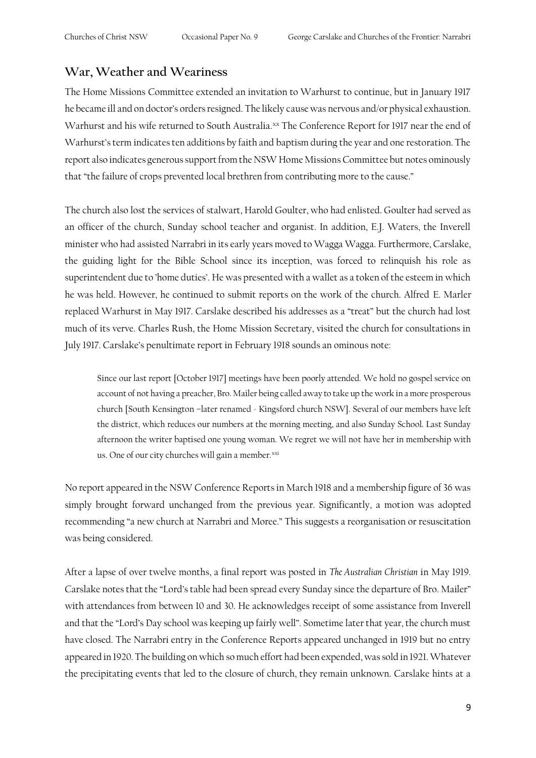## War, Weather and Weariness

The Home Missions Committee extended an invitation to Warhurst to continue, but in January 1917 he became ill and on doctor's orders resigned. The likely cause was nervous and/or physical exhaustion. Warhurst and his wife returned to South Australia.[xx] The Conference Report for 1917 near the end of Warhurst's term indicates ten additions by faith and baptism during the year and one restoration. The report also indicates generous support from the NSW Home Missions Committee but notes ominously that "the failure of crops prevented local brethren from contributing more to the cause."

The church also lost the services of stalwart, Harold Goulter, who had enlisted. Goulter had served as an officer of the church, Sunday school teacher and organist. In addition, E.J. Waters, the Inverell minister who had assisted Narrabri in its early years moved to Wagga Wagga. Furthermore, Carslake, the guiding light for the Bible School since its inception, was forced to relinquish his role as superintendent due to 'home duties'. He was presented with a wallet as a token of the esteem in which he was held. However, he continued to submit reports on the work of the church. Alfred E. Marler replaced Warhurst in May 1917. Carslake described his addresses as a "treat" but the church had lost much of its verve. Charles Rush, the Home Mission Secretary, visited the church for consultations in July 1917. Carslake's penultimate report in February 1918 sounds an ominous note:

> Since our last report [October 1917] meetings have been poorly attended. We hold no gospel service on account of not having a preacher, Bro. Mailer being called away to take up the work in a more prosperous church [South Kensington –later renamed - Kingsford church NSW]. Several of our members have left the district, which reduces our numbers at the morning meeting, and also Sunday School. Last Sunday afternoon the writer baptised one young woman. We regret we will not have her in membership with us. One of our city churches will gain a member.[xxi]

No report appeared in the NSW Conference Reports in March 1918 and a membership figure of 36 was simply brought forward unchanged from the previous year. Significantly, a motion was adopted recommending "a new church at Narrabri and Moree." This suggests a reorganisation or resuscitation was being considered.

After a lapse of over twelve months, a final report was posted in *The Australian Christian* in May 1919. Carslake notes that the "Lord's table had been spread every Sunday since the departure of Bro. Mailer" with attendances from between 10 and 30. He acknowledges receipt of some assistance from Inverell and that the "Lord's Day school was keeping up fairly well". Sometime later that year, the church must have closed. The Narrabri entry in the Conference Reports appeared unchanged in 1919 but no entry appeared in 1920. The building on which so much effort had been expended, was sold in 1921. Whatever the precipitating events that led to the closure of church, they remain unknown. Carslake hints at a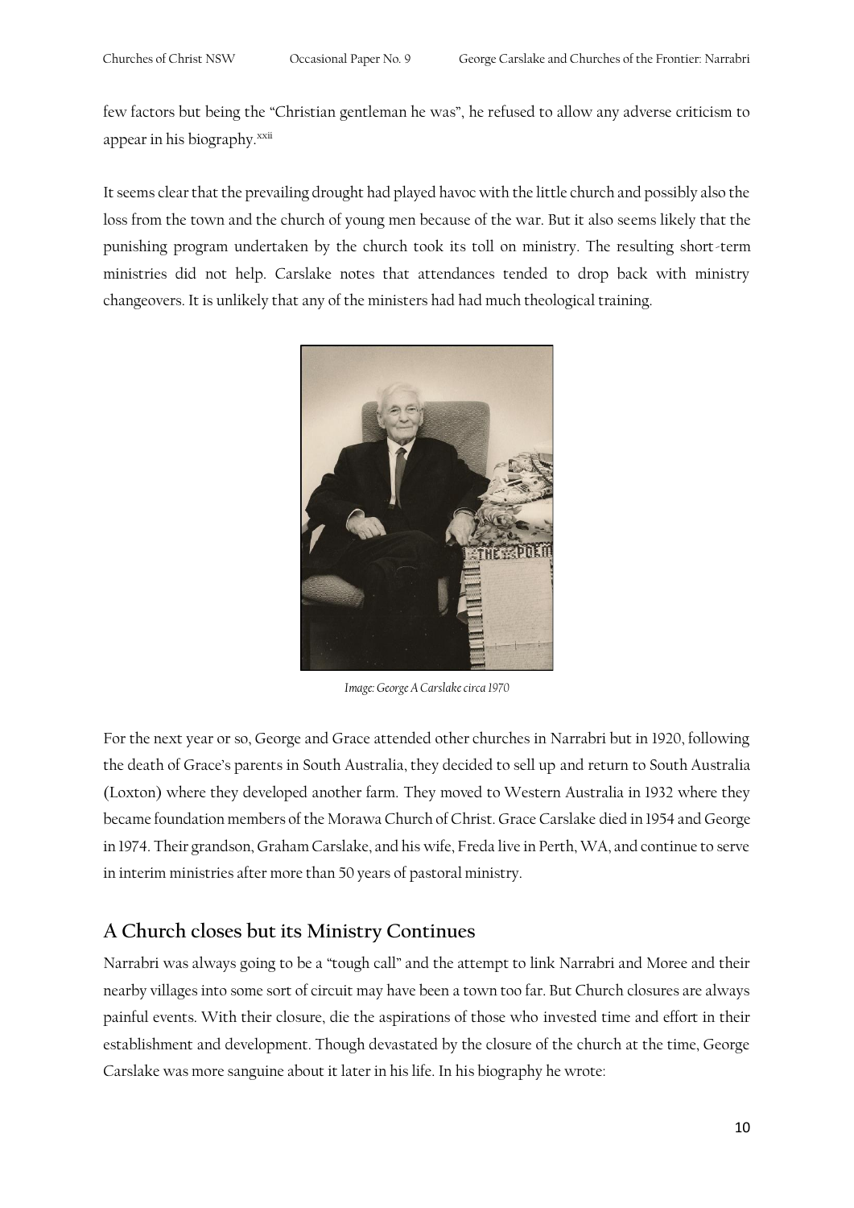few factors but being the "Christian gentleman he was", he refused to allow any adverse criticism to appear in his biography.[xxii]

It seems clear that the prevailing drought had played havoc with the little church and possibly also the loss from the town and the church of young men because of the war. But it also seems likely that the punishing program undertaken by the church took its toll on ministry. The resulting short-term ministries did not help. Carslake notes that attendances tended to drop back with ministry changeovers. It is unlikely that any of the ministers had had much theological training.

*Image: George A Carslake circa 1970*

For the next year or so, George and Grace attended other churches in Narrabri but in 1920, following the death of Grace's parents in South Australia, they decided to sell up and return to South Australia (Loxton) where they developed another farm. They moved to Western Australia in 1932 where they became foundation members of the Morawa Church of Christ. Grace Carslake died in 1954 and George in 1974. Their grandson, Graham Carslake, and his wife, Freda live in Perth, WA, and continue to serve in interim ministries after more than 50 years of pastoral ministry.

## A Church closes but its Ministry Continues

Narrabri was always going to be a "tough call" and the attempt to link Narrabri and Moree and their nearby villages into some sort of circuit may have been a town too far. But Church closures are always painful events. With their closure, die the aspirations of those who invested time and effort in their establishment and development. Though devastated by the closure of the church at the time, George Carslake was more sanguine about it later in his life. In his biography he wrote: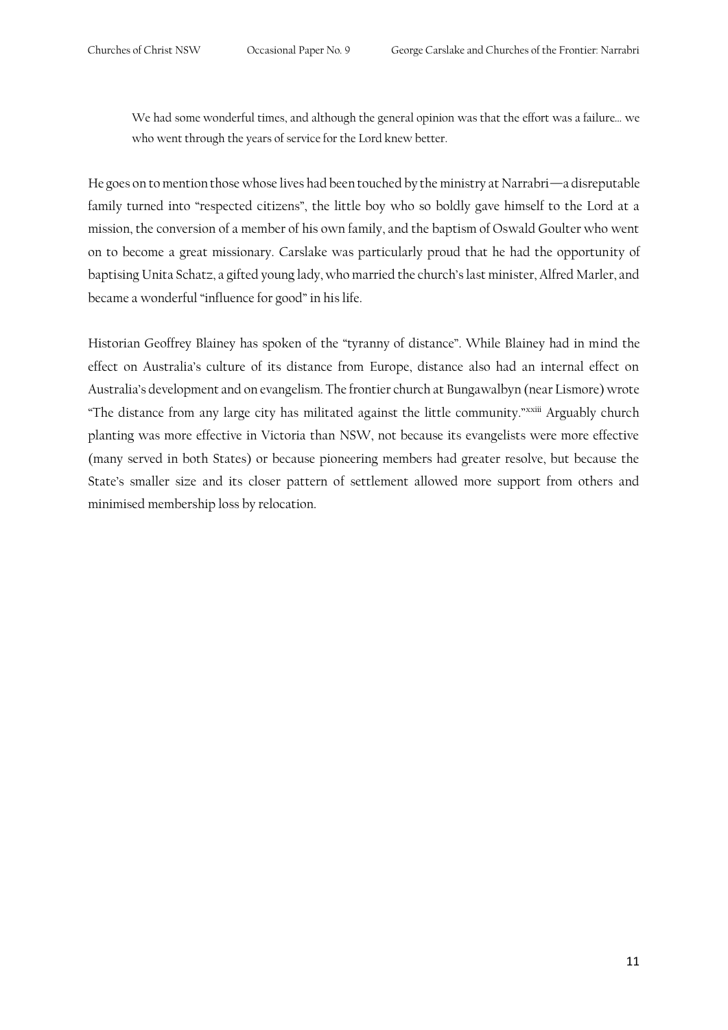> We had some wonderful times, and although the general opinion was that the effort was a failure… we who went through the years of service for the Lord knew better.

He goes on to mention those whose lives had been touched by the ministry at Narrabri—a disreputable family turned into "respected citizens", the little boy who so boldly gave himself to the Lord at a mission, the conversion of a member of his own family, and the baptism of Oswald Goulter who went on to become a great missionary. Carslake was particularly proud that he had the opportunity of baptising Unita Schatz, a gifted young lady, who married the church's last minister, Alfred Marler, and became a wonderful "influence for good" in his life.

Historian Geoffrey Blainey has spoken of the "tyranny of distance". While Blainey had in mind the effect on Australia's culture of its distance from Europe, distance also had an internal effect on Australia's development and on evangelism. The frontier church at Bungawalbyn (near Lismore) wrote "The distance from any large city has militated against the little community."[xxiii] Arguably church planting was more effective in Victoria than NSW, not because its evangelists were more effective (many served in both States) or because pioneering members had greater resolve, but because the State's smaller size and its closer pattern of settlement allowed more support from others and minimised membership loss by relocation.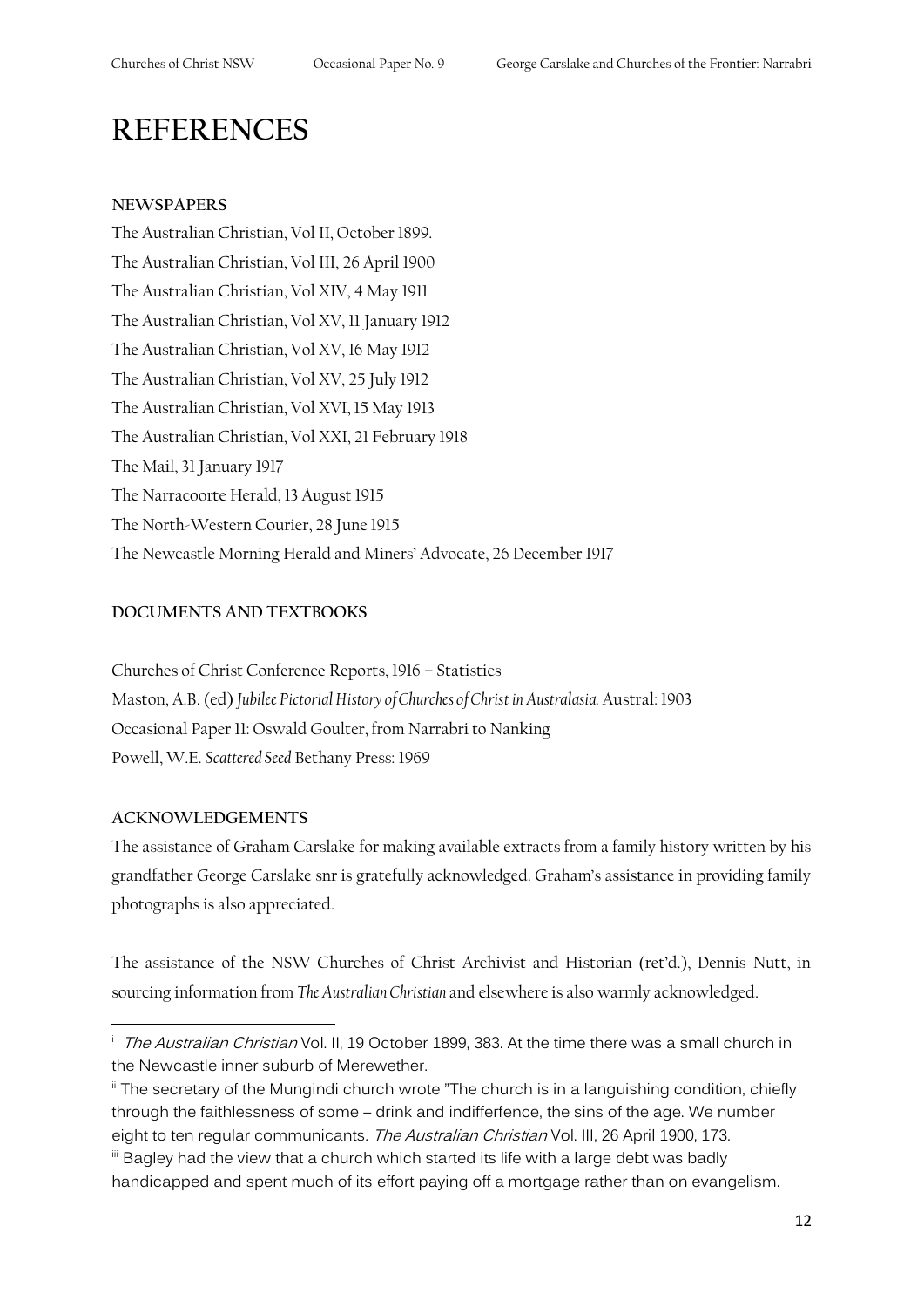# REFERENCES

## NEWSPAPERS

The Australian Christian, Vol II, October 1899.
The Australian Christian, Vol III, 26 April 1900
The Australian Christian, Vol XIV, 4 May 1911
The Australian Christian, Vol XV, 11 January 1912
The Australian Christian, Vol XV, 16 May 1912
The Australian Christian, Vol XV, 25 July 1912
The Australian Christian, Vol XVI, 15 May 1913
The Australian Christian, Vol XXI, 21 February 1918
The Mail, 31 January 1917
The Narracoorte Herald, 13 August 1915
The North-Western Courier, 28 June 1915
The Newcastle Morning Herald and Miners' Advocate, 26 December 1917

## DOCUMENTS AND TEXTBOOKS

Churches of Christ Conference Reports, 1916 – Statistics
Maston, A.B. (ed) *Jubilee Pictorial History of Churches of Christ in Australasia.* Austral: 1903
Occasional Paper 11: Oswald Goulter, from Narrabri to Nanking
Powell, W.E. *Scattered Seed* Bethany Press: 1969

## ACKNOWLEDGEMENTS

The assistance of Graham Carslake for making available extracts from a family history written by his grandfather George Carslake snr is gratefully acknowledged. Graham's assistance in providing family photographs is also appreciated.

The assistance of the NSW Churches of Christ Archivist and Historian (ret'd.), Dennis Nutt, in sourcing information from *The Australian Christian* and elsewhere is also warmly acknowledged.

---

[i] *The Australian Christian* Vol. II, 19 October 1899, 383. At the time there was a small church in the Newcastle inner suburb of Merewether.

[ii] The secretary of the Mungindi church wrote "The church is in a languishing condition, chiefly through the faithlessness of some – drink and indifferfence, the sins of the age. We number eight to ten regular communicants. *The Australian Christian* Vol. III, 26 April 1900, 173.

[iii] Bagley had the view that a church which started its life with a large debt was badly handicapped and spent much of its effort paying off a mortgage rather than on evangelism.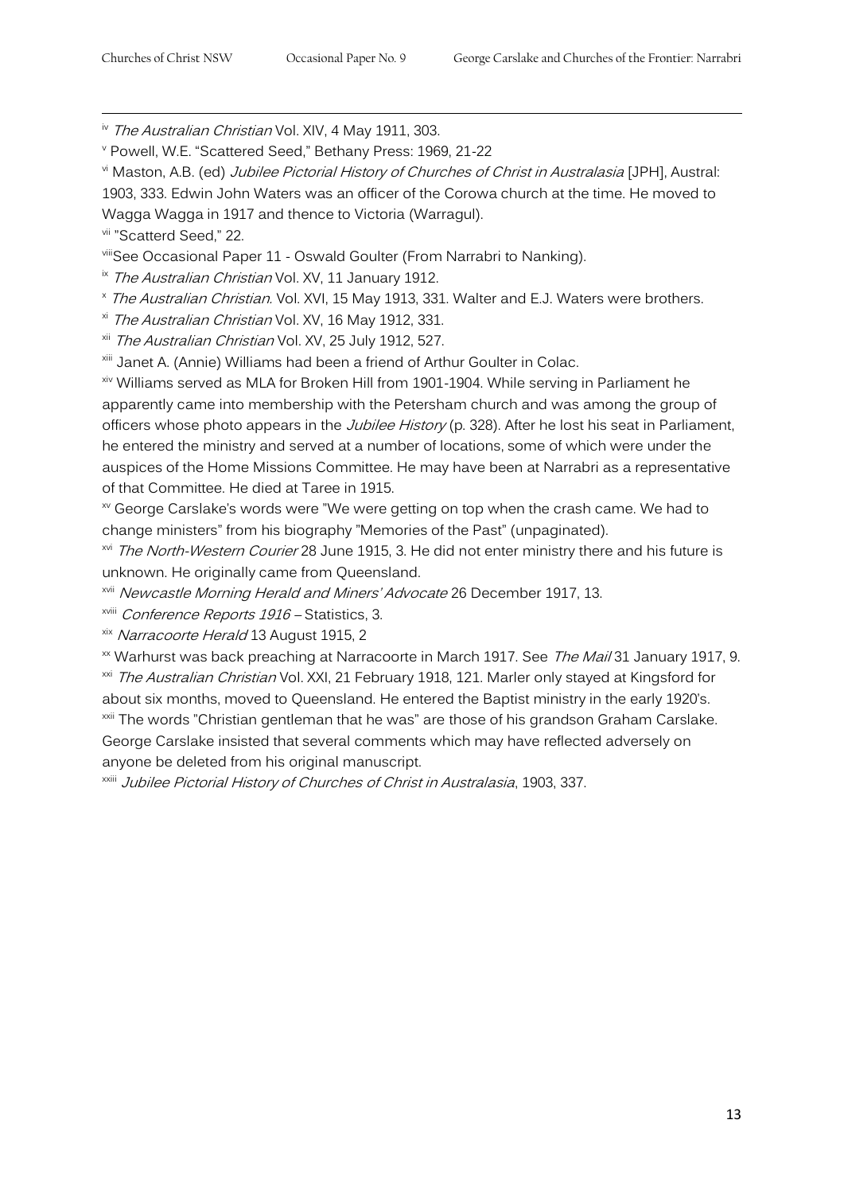[iv] *The Australian Christian* Vol. XIV, 4 May 1911, 303.

[v] Powell, W.E. "Scattered Seed," Bethany Press: 1969, 21-22

[vi] Maston, A.B. (ed) *Jubilee Pictorial History of Churches of Christ in Australasia* [JPH], Austral: 1903, 333. Edwin John Waters was an officer of the Corowa church at the time. He moved to Wagga Wagga in 1917 and thence to Victoria (Warragul).

[vii] "Scatterd Seed," 22.

[viii] See Occasional Paper 11 - Oswald Goulter (From Narrabri to Nanking).

[ix] *The Australian Christian* Vol. XV, 11 January 1912.

[x] *The Australian Christian.* Vol. XVI, 15 May 1913, 331. Walter and E.J. Waters were brothers.

[xi] *The Australian Christian* Vol. XV, 16 May 1912, 331.

[xii] *The Australian Christian* Vol. XV, 25 July 1912, 527.

[xiii] Janet A. (Annie) Williams had been a friend of Arthur Goulter in Colac.

[xiv] Williams served as MLA for Broken Hill from 1901-1904. While serving in Parliament he apparently came into membership with the Petersham church and was among the group of officers whose photo appears in the *Jubilee History* (p. 328). After he lost his seat in Parliament, he entered the ministry and served at a number of locations, some of which were under the auspices of the Home Missions Committee. He may have been at Narrabri as a representative of that Committee. He died at Taree in 1915.

[xv] George Carslake's words were "We were getting on top when the crash came. We had to change ministers" from his biography "Memories of the Past" (unpaginated).

[xvi] *The North-Western Courier* 28 June 1915, 3. He did not enter ministry there and his future is unknown. He originally came from Queensland.

[xvii] *Newcastle Morning Herald and Miners' Advocate* 26 December 1917, 13.

[xviii] *Conference Reports 1916* – Statistics, 3.

[xix] *Narracoorte Herald* 13 August 1915, 2

[xx] Warhurst was back preaching at Narracoorte in March 1917. See *The Mail* 31 January 1917, 9.

[xxi] *The Australian Christian* Vol. XXI, 21 February 1918, 121. Marler only stayed at Kingsford for about six months, moved to Queensland. He entered the Baptist ministry in the early 1920's.

[xxii] The words "Christian gentleman that he was" are those of his grandson Graham Carslake. George Carslake insisted that several comments which may have reflected adversely on anyone be deleted from his original manuscript.

[xxiii] *Jubilee Pictorial History of Churches of Christ in Australasia*, 1903, 337.